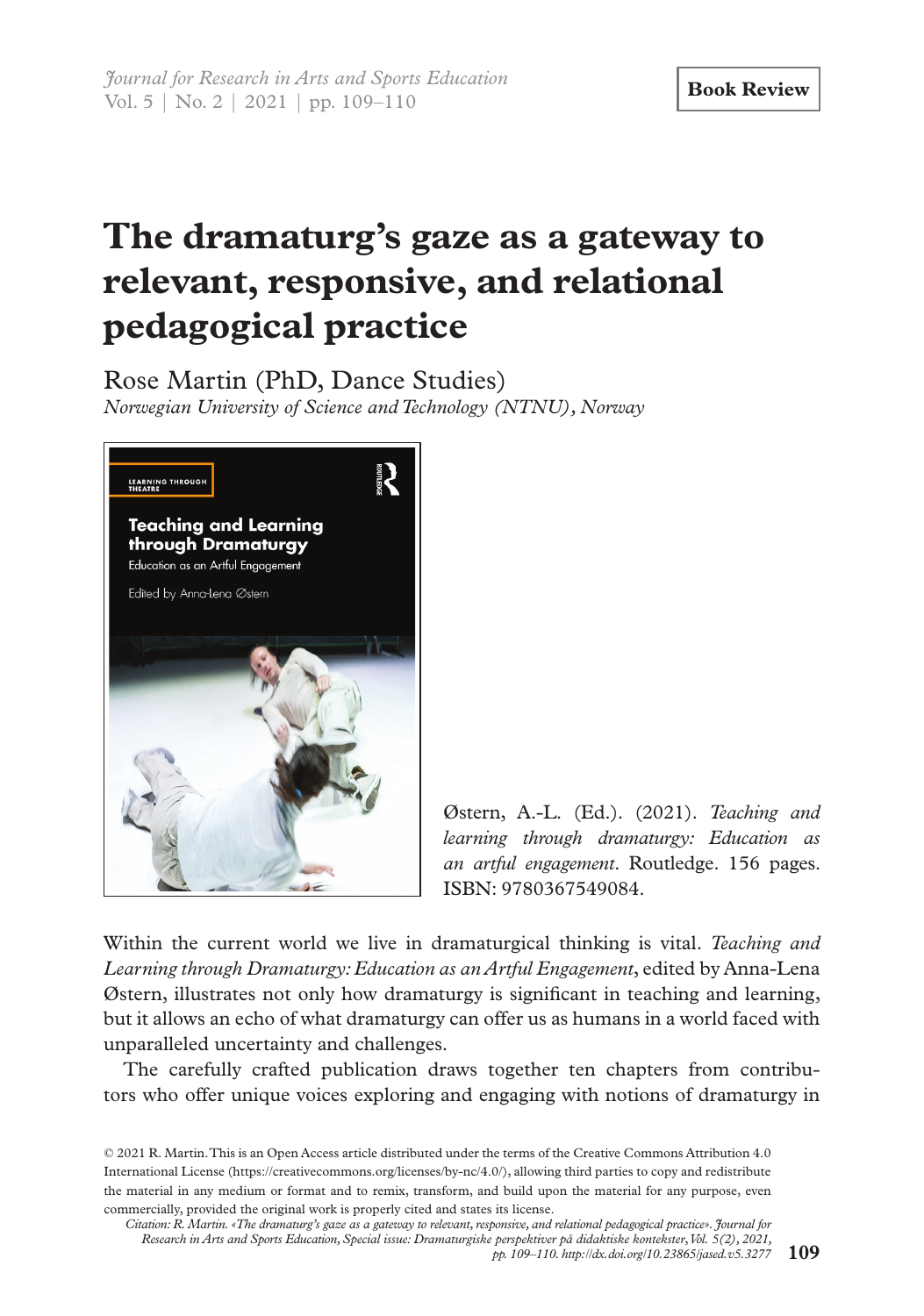Book Review

# The dramaturg's gaze as a gateway to relevant, responsive, and relational pedagogical practice

Rose Martin (PhD, Dance Studies)

*Norwegian University of Science and Technology (NTNU), Norway*

Østern, A.-L. (Ed.). (2021). *Teaching and learning through dramaturgy: Education as an artful engagement*. Routledge. 156 pages. ISBN: 9780367549084.

Within the current world we live in dramaturgical thinking is vital. *Teaching and Learning through Dramaturgy: Education as an Artful Engagement*, edited by Anna-Lena Østern, illustrates not only how dramaturgy is significant in teaching and learning, but it allows an echo of what dramaturgy can offer us as humans in a world faced with unparalleled uncertainty and challenges.

The carefully crafted publication draws together ten chapters from contributors who offer unique voices exploring and engaging with notions of dramaturgy in

© 2021 R. Martin. This is an Open Access article distributed under the terms of the Creative Commons Attribution 4.0 International License (https://creativecommons.org/licenses/by-nc/4.0/), allowing third parties to copy and redistribute the material in any medium or format and to remix, transform, and build upon the material for any purpose, even commercially, provided the original work is properly cited and states its license.

*Citation: R. Martin. «The dramaturg's gaze as a gateway to relevant, responsive, and relational pedagogical practice». Journal for Research in Arts and Sports Education, Special issue: Dramaturgiske perspektiver på didaktiske kontekster, Vol. 5(2), 2021, pp. 109–110. http://dx.doi.org/10.23865/jased.v5.3277*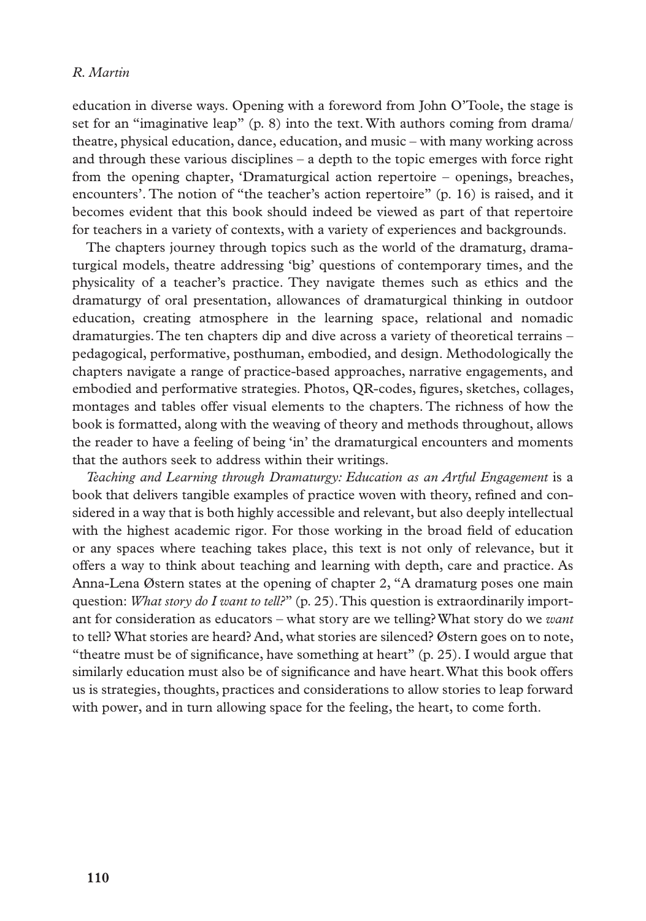education in diverse ways. Opening with a foreword from John O'Toole, the stage is set for an "imaginative leap" (p. 8) into the text. With authors coming from drama/theatre, physical education, dance, education, and music – with many working across and through these various disciplines – a depth to the topic emerges with force right from the opening chapter, 'Dramaturgical action repertoire – openings, breaches, encounters'. The notion of "the teacher's action repertoire" (p. 16) is raised, and it becomes evident that this book should indeed be viewed as part of that repertoire for teachers in a variety of contexts, with a variety of experiences and backgrounds.

The chapters journey through topics such as the world of the dramaturg, dramaturgical models, theatre addressing 'big' questions of contemporary times, and the physicality of a teacher's practice. They navigate themes such as ethics and the dramaturgy of oral presentation, allowances of dramaturgical thinking in outdoor education, creating atmosphere in the learning space, relational and nomadic dramaturgies. The ten chapters dip and dive across a variety of theoretical terrains – pedagogical, performative, posthuman, embodied, and design. Methodologically the chapters navigate a range of practice-based approaches, narrative engagements, and embodied and performative strategies. Photos, QR-codes, figures, sketches, collages, montages and tables offer visual elements to the chapters. The richness of how the book is formatted, along with the weaving of theory and methods throughout, allows the reader to have a feeling of being 'in' the dramaturgical encounters and moments that the authors seek to address within their writings.

*Teaching and Learning through Dramaturgy: Education as an Artful Engagement* is a book that delivers tangible examples of practice woven with theory, refined and considered in a way that is both highly accessible and relevant, but also deeply intellectual with the highest academic rigor. For those working in the broad field of education or any spaces where teaching takes place, this text is not only of relevance, but it offers a way to think about teaching and learning with depth, care and practice. As Anna-Lena Østern states at the opening of chapter 2, "A dramaturg poses one main question: *What story do I want to tell?*" (p. 25). This question is extraordinarily important for consideration as educators – what story are we telling? What story do we *want* to tell? What stories are heard? And, what stories are silenced? Østern goes on to note, "theatre must be of significance, have something at heart" (p. 25). I would argue that similarly education must also be of significance and have heart. What this book offers us is strategies, thoughts, practices and considerations to allow stories to leap forward with power, and in turn allowing space for the feeling, the heart, to come forth.